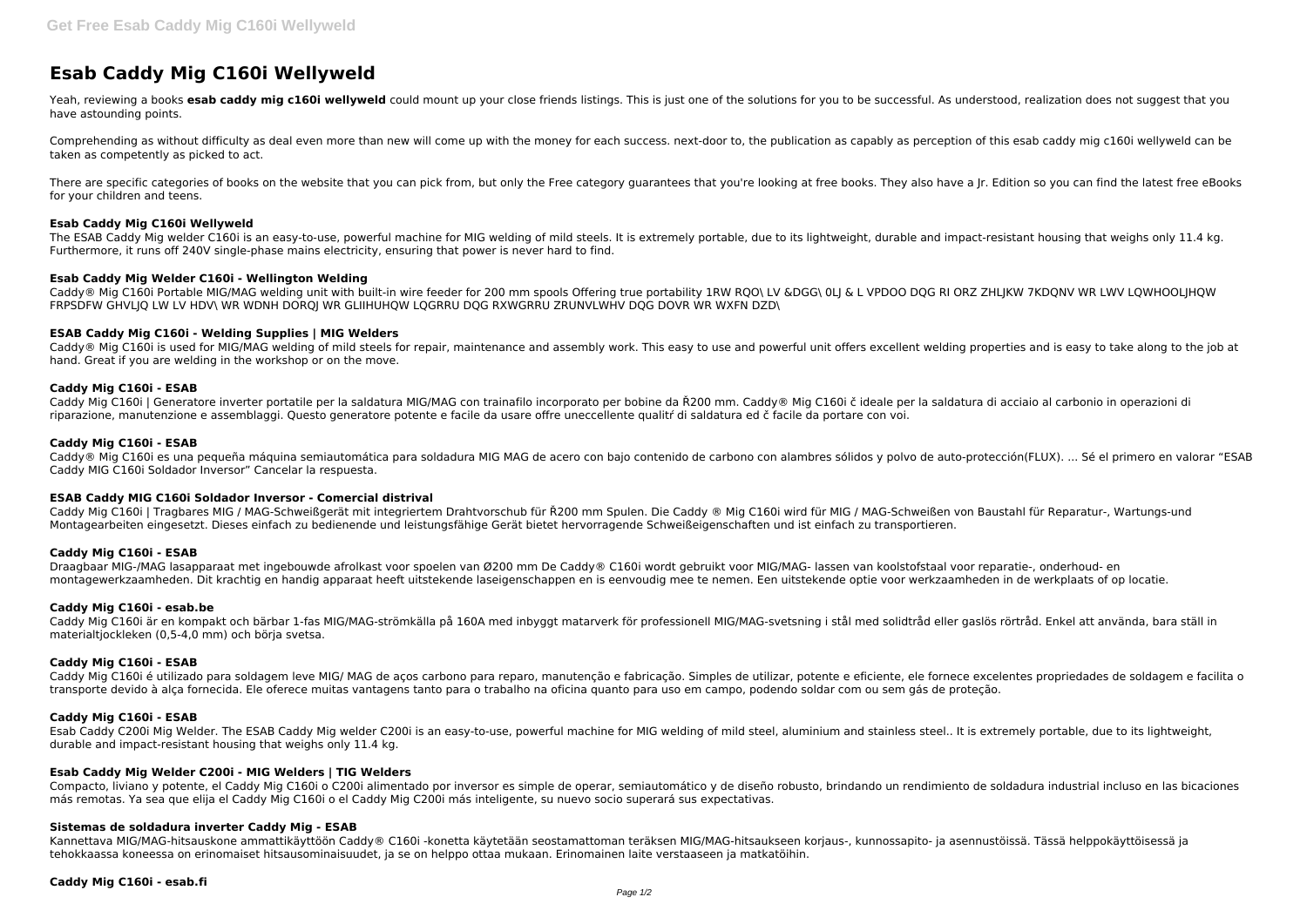# Esab Caddy Mig C160i Wellyweld

Yeah, reviewing a books **esab caddy mig c160i wellyweld** could mount up your close friends listings. This is just one of the solutions for you to be successful. As understood, realization does not suggest that you have astounding points.

Comprehending as without difficulty as deal even more than new will come up with the money for each success. next-door to, the publication as capably as perception of this esab caddy mig c160i wellyweld can be taken as competently as picked to act.

There are specific categories of books on the website that you can pick from, but only the Free category guarantees that you're looking at free books. They also have a Jr. Edition so you can find the latest free eBooks for your children and teens.

### Esab Caddy Mig C160i Wellyweld

The ESAB Caddy Mig welder C160i is an easy-to-use, powerful machine for MIG welding of mild steels. It is extremely portable, due to its lightweight, durable and impact-resistant housing that weighs only 11.4 kg. Furthermore, it runs off 240V single-phase mains electricity, ensuring that power is never hard to find.

### Esab Caddy Mig Welder C160i - Wellington Welding

Caddy® Mig C160i Portable MIG/MAG welding unit with built-in wire feeder for 200 mm spools Offering true portability 1RW RQO\ LV &DGG\ 0LJ & L VPDOO DQG RI ORZ ZHLJKW 7KDQNV WR LWV LQWHOOLJHQW FRPSDFW GHVLJQ LW LV HDV\ WR WDNH DORQJ WR GLIIHUHQW LQGRRU DQG RXWGRRU ZRUNVLWHV DQG DOVR WR WXFN DZD\

### ESAB Caddy Mig C160i - Welding Supplies | MIG Welders

Caddy® Mig C160i is used for MIG/MAG welding of mild steels for repair, maintenance and assembly work. This easy to use and powerful unit offers excellent welding properties and is easy to take along to the job at hand. Great if you are welding in the workshop or on the move.

### Caddy Mig C160i - ESAB

Caddy Mig C160i | Generatore inverter portatile per la saldatura MIG/MAG con trainafilo incorporato per bobine da Ř200 mm. Caddy® Mig C160i č ideale per la saldatura di acciaio al carbonio in operazioni di riparazione, manutenzione e assemblaggi. Questo generatore potente e facile da usare offre uneccellente qualitŕ di saldatura ed č facile da portare con voi.

### Caddy Mig C160i - ESAB

Caddy® Mig C160i es una pequeña máquina semiautomática para soldadura MIG MAG de acero con bajo contenido de carbono con alambres sólidos y polvo de auto-protección(FLUX). ... Sé el primero en valorar “ESAB Caddy MIG C160i Soldador Inversor” Cancelar la respuesta.

### ESAB Caddy MIG C160i Soldador Inversor - Comercial distrival

Caddy Mig C160i | Tragbares MIG / MAG-Schweißgerät mit integriertem Drahtvorschub für Ř200 mm Spulen. Die Caddy ® Mig C160i wird für MIG / MAG-Schweißen von Baustahl für Reparatur-, Wartungs-und Montagearbeiten eingesetzt. Dieses einfach zu bedienende und leistungsfähige Gerät bietet hervorragende Schweißeigenschaften und ist einfach zu transportieren.

### Caddy Mig C160i - ESAB

Draagbaar MIG-/MAG lasapparaat met ingebouwde afrolkast voor spoelen van Ø200 mm De Caddy® C160i wordt gebruikt voor MIG/MAG- lassen van koolstofstaal voor reparatie-, onderhoud- en montagewerkzaamheden. Dit krachtig en handig apparaat heeft uitstekende laseigenschappen en is eenvoudig mee te nemen. Een uitstekende optie voor werkzaamheden in de werkplaats of op locatie.

### Caddy Mig C160i - esab.be

Caddy Mig C160i är en kompakt och bärbar 1-fas MIG/MAG-strömkälla på 160A med inbyggt matarverk för professionell MIG/MAG-svetsning i stål med solidtråd eller gaslös rörtråd. Enkel att använda, bara ställ in materialtjockleken (0,5-4,0 mm) och börja svetsa.

### Caddy Mig C160i - ESAB

Caddy Mig C160i é utilizado para soldagem leve MIG/ MAG de aços carbono para reparo, manutenção e fabricação. Simples de utilizar, potente e eficiente, ele fornece excelentes propriedades de soldagem e facilita o transporte devido à alça fornecida. Ele oferece muitas vantagens tanto para o trabalho na oficina quanto para uso em campo, podendo soldar com ou sem gás de proteção.

### Caddy Mig C160i - ESAB

Esab Caddy C200i Mig Welder. The ESAB Caddy Mig welder C200i is an easy-to-use, powerful machine for MIG welding of mild steel, aluminium and stainless steel.. It is extremely portable, due to its lightweight, durable and impact-resistant housing that weighs only 11.4 kg.

### Esab Caddy Mig Welder C200i - MIG Welders | TIG Welders

Compacto, liviano y potente, el Caddy Mig C160i o C200i alimentado por inversor es simple de operar, semiautomático y de diseño robusto, brindando un rendimiento de soldadura industrial incluso en las bicaciones más remotas. Ya sea que elija el Caddy Mig C160i o el Caddy Mig C200i más inteligente, su nuevo socio superará sus expectativas.

### Sistemas de soldadura inverter Caddy Mig - ESAB

Kannettava MIG/MAG-hitsauskone ammattikäyttöön Caddy® C160i -konetta käytetään seostamattoman teräksen MIG/MAG-hitsaukseen korjaus-, kunnossapito- ja asennustöissä. Tässä helppokäyttöisessä ja tehokkaassa koneessa on erinomaiset hitsausominaisuudet, ja se on helppo ottaa mukaan. Erinomainen laite verstaaseen ja matkatöihin.

### Caddy Mig C160i - esab.fi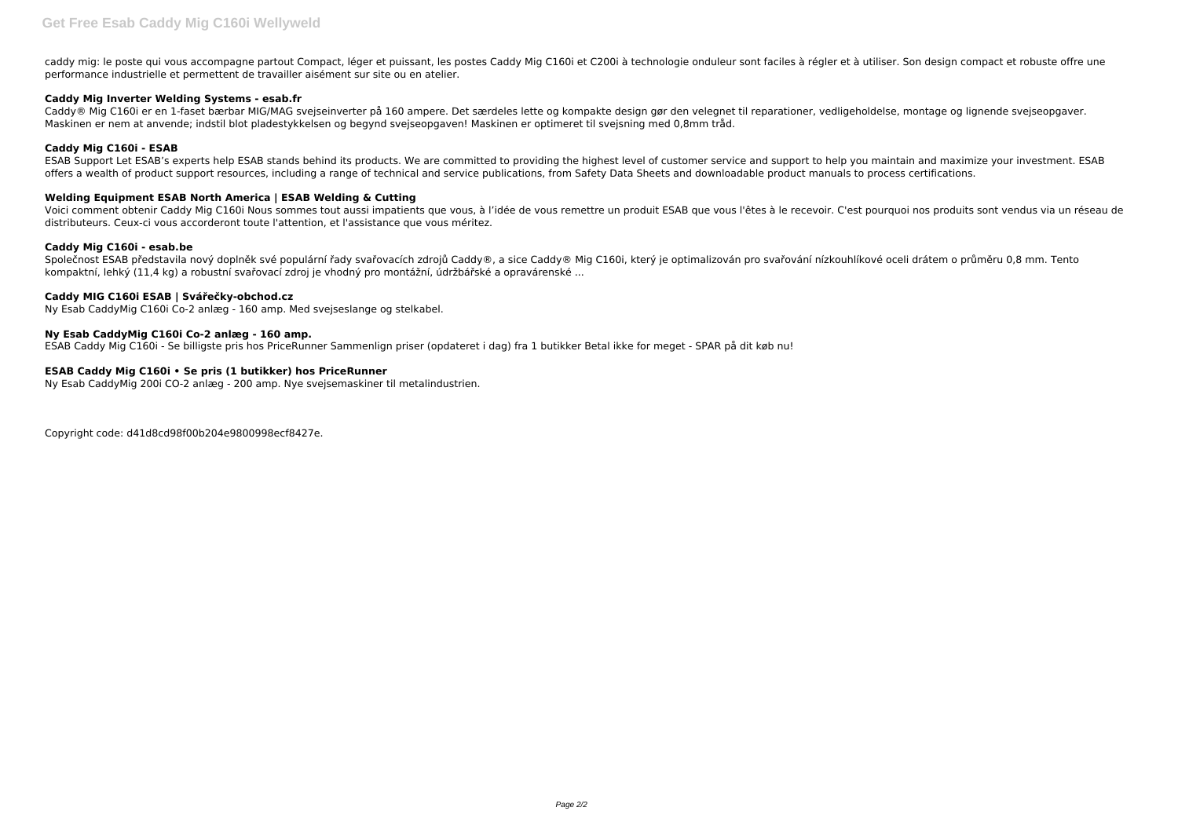caddy mig: le poste qui vous accompagne partout Compact, léger et puissant, les postes Caddy Mig C160i et C200i à technologie onduleur sont faciles à régler et à utiliser. Son design compact et robuste offre une performance industrielle et permettent de travailler aisément sur site ou en atelier.

### Caddy Mig Inverter Welding Systems - esab.fr

Caddy® Mig C160i er en 1-faset bærbar MIG/MAG svejseinverter på 160 ampere. Det særdeles lette og kompakte design gør den velegnet til reparationer, vedligeholdelse, montage og lignende svejseopgaver. Maskinen er nem at anvende; indstil blot pladestykkelsen og begynd svejseopgaven! Maskinen er optimeret til svejsning med 0,8mm tråd.

### Caddy Mig C160i - ESAB

ESAB Support Let ESAB's experts help ESAB stands behind its products. We are committed to providing the highest level of customer service and support to help you maintain and maximize your investment. ESAB offers a wealth of product support resources, including a range of technical and service publications, from Safety Data Sheets and downloadable product manuals to process certifications.

### Welding Equipment ESAB North America | ESAB Welding & Cutting

Voici comment obtenir Caddy Mig C160i Nous sommes tout aussi impatients que vous, à l'idée de vous remettre un produit ESAB que vous l'êtes à le recevoir. C'est pourquoi nos produits sont vendus via un réseau de distributeurs. Ceux-ci vous accorderont toute l'attention, et l'assistance que vous méritez.

### Caddy Mig C160i - esab.be

Společnost ESAB představila nový doplněk své populární řady svařovacích zdrojů Caddy®, a sice Caddy® Mig C160i, který je optimalizován pro svařování nízkouhlíkové oceli drátem o průměru 0,8 mm. Tento kompaktní, lehký (11,4 kg) a robustní svařovací zdroj je vhodný pro montážní, údržbářské a opravárenské ...

### Caddy MIG C160i ESAB | Svářečky-obchod.cz

Ny Esab CaddyMig C160i Co-2 anlæg - 160 amp. Med svejseslange og stelkabel.

### Ny Esab CaddyMig C160i Co-2 anlæg - 160 amp.

ESAB Caddy Mig C160i - Se billigste pris hos PriceRunner Sammenlign priser (opdateret i dag) fra 1 butikker Betal ikke for meget - SPAR på dit køb nu!

### ESAB Caddy Mig C160i • Se pris (1 butikker) hos PriceRunner

Ny Esab CaddyMig 200i CO-2 anlæg - 200 amp. Nye svejsemaskiner til metalindustrien.

Copyright code: d41d8cd98f00b204e9800998ecf8427e.